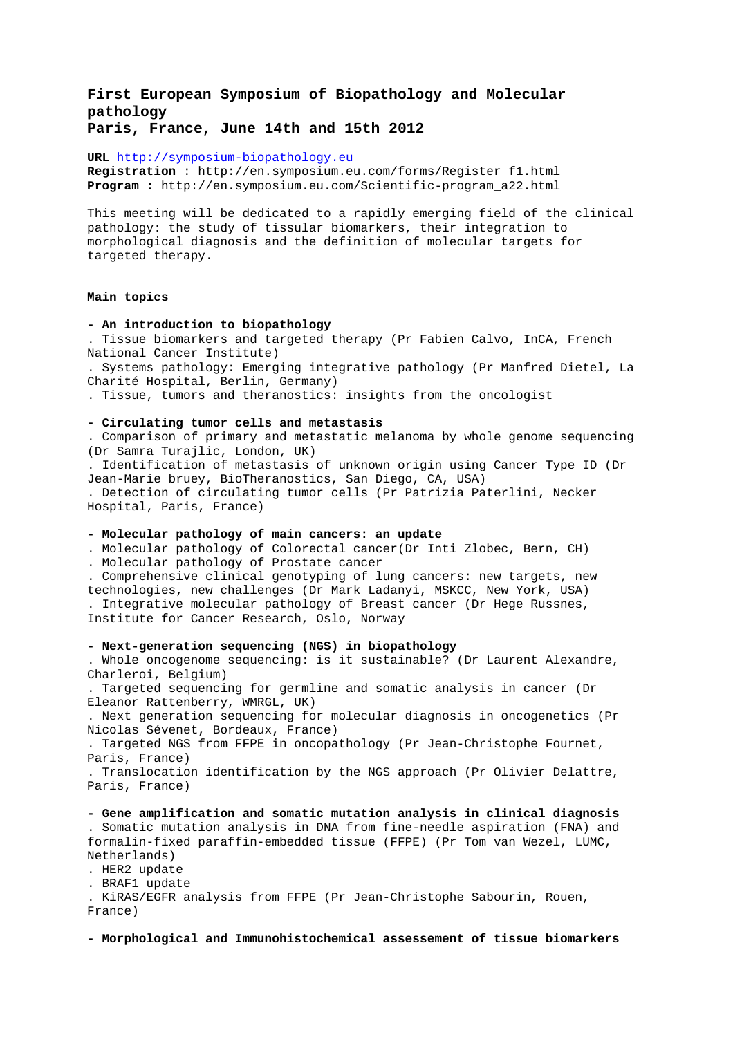# First European Symposium of Biopathology and Molecular pathology
## Paris, France, June 14th and 15th 2012

**URL** http://symposium-biopathology.eu
**Registration** : http://en.symposium.eu.com/forms/Register_f1.html
**Program :** http://en.symposium.eu.com/Scientific-program_a22.html

This meeting will be dedicated to a rapidly emerging field of the clinical pathology: the study of tissular biomarkers, their integration to morphological diagnosis and the definition of molecular targets for targeted therapy.

**Main topics**

**- An introduction to biopathology**

. Tissue biomarkers and targeted therapy (Pr Fabien Calvo, InCA, French National Cancer Institute)
. Systems pathology: Emerging integrative pathology (Pr Manfred Dietel, La Charité Hospital, Berlin, Germany)
. Tissue, tumors and theranostics: insights from the oncologist

**- Circulating tumor cells and metastasis**

. Comparison of primary and metastatic melanoma by whole genome sequencing (Dr Samra Turajlic, London, UK)
. Identification of metastasis of unknown origin using Cancer Type ID (Dr Jean-Marie bruey, BioTheranostics, San Diego, CA, USA)
. Detection of circulating tumor cells (Pr Patrizia Paterlini, Necker Hospital, Paris, France)

**- Molecular pathology of main cancers: an update**

. Molecular pathology of Colorectal cancer(Dr Inti Zlobec, Bern, CH)
. Molecular pathology of Prostate cancer
. Comprehensive clinical genotyping of lung cancers: new targets, new technologies, new challenges (Dr Mark Ladanyi, MSKCC, New York, USA)
. Integrative molecular pathology of Breast cancer (Dr Hege Russnes, Institute for Cancer Research, Oslo, Norway

**- Next-generation sequencing (NGS) in biopathology**

. Whole oncogenome sequencing: is it sustainable? (Dr Laurent Alexandre, Charleroi, Belgium)
. Targeted sequencing for germline and somatic analysis in cancer (Dr Eleanor Rattenberry, WMRGL, UK)
. Next generation sequencing for molecular diagnosis in oncogenetics (Pr Nicolas Sévenet, Bordeaux, France)
. Targeted NGS from FFPE in oncopathology (Pr Jean-Christophe Fournet, Paris, France)
. Translocation identification by the NGS approach (Pr Olivier Delattre, Paris, France)

**- Gene amplification and somatic mutation analysis in clinical diagnosis**

. Somatic mutation analysis in DNA from fine-needle aspiration (FNA) and formalin-fixed paraffin-embedded tissue (FFPE) (Pr Tom van Wezel, LUMC, Netherlands)
. HER2 update
. BRAF1 update
. KiRAS/EGFR analysis from FFPE (Pr Jean-Christophe Sabourin, Rouen, France)

**- Morphological and Immunohistochemical assessement of tissue biomarkers**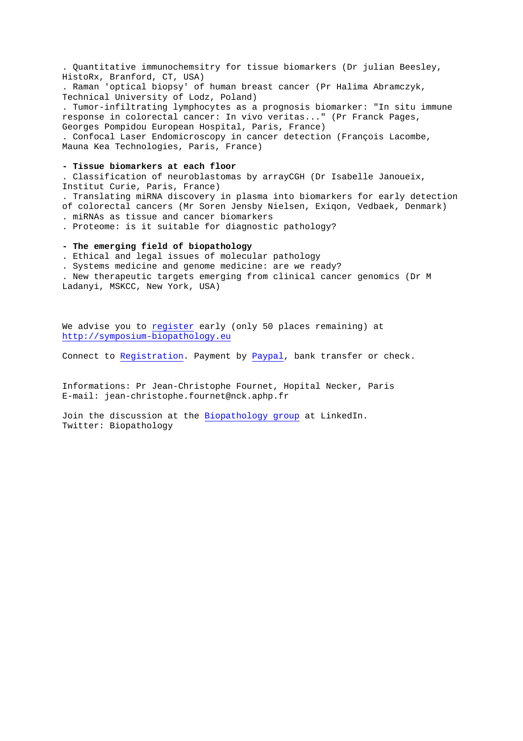. Quantitative immunochemsitry for tissue biomarkers (Dr julian Beesley, HistoRx, Branford, CT, USA)
. Raman 'optical biopsy' of human breast cancer (Pr Halima Abramczyk, Technical University of Lodz, Poland)
. Tumor-infiltrating lymphocytes as a prognosis biomarker: "In situ immune response in colorectal cancer: In vivo veritas..." (Pr Franck Pages, Georges Pompidou European Hospital, Paris, France)
. Confocal Laser Endomicroscopy in cancer detection (François Lacombe, Mauna Kea Technologies, Paris, France)

**- Tissue biomarkers at each floor**
. Classification of neuroblastomas by arrayCGH (Dr Isabelle Janoueix, Institut Curie, Paris, France)
. Translating miRNA discovery in plasma into biomarkers for early detection of colorectal cancers (Mr Soren Jensby Nielsen, Exiqon, Vedbaek, Denmark)
. miRNAs as tissue and cancer biomarkers
. Proteome: is it suitable for diagnostic pathology?

**- The emerging field of biopathology**
. Ethical and legal issues of molecular pathology
. Systems medicine and genome medicine: are we ready?
. New therapeutic targets emerging from clinical cancer genomics (Dr M Ladanyi, MSKCC, New York, USA)

We advise you to register early (only 50 places remaining) at http://symposium-biopathology.eu

Connect to Registration. Payment by Paypal, bank transfer or check.

Informations: Pr Jean-Christophe Fournet, Hopital Necker, Paris
E-mail: jean-christophe.fournet@nck.aphp.fr

Join the discussion at the Biopathology group at LinkedIn.
Twitter: Biopathology